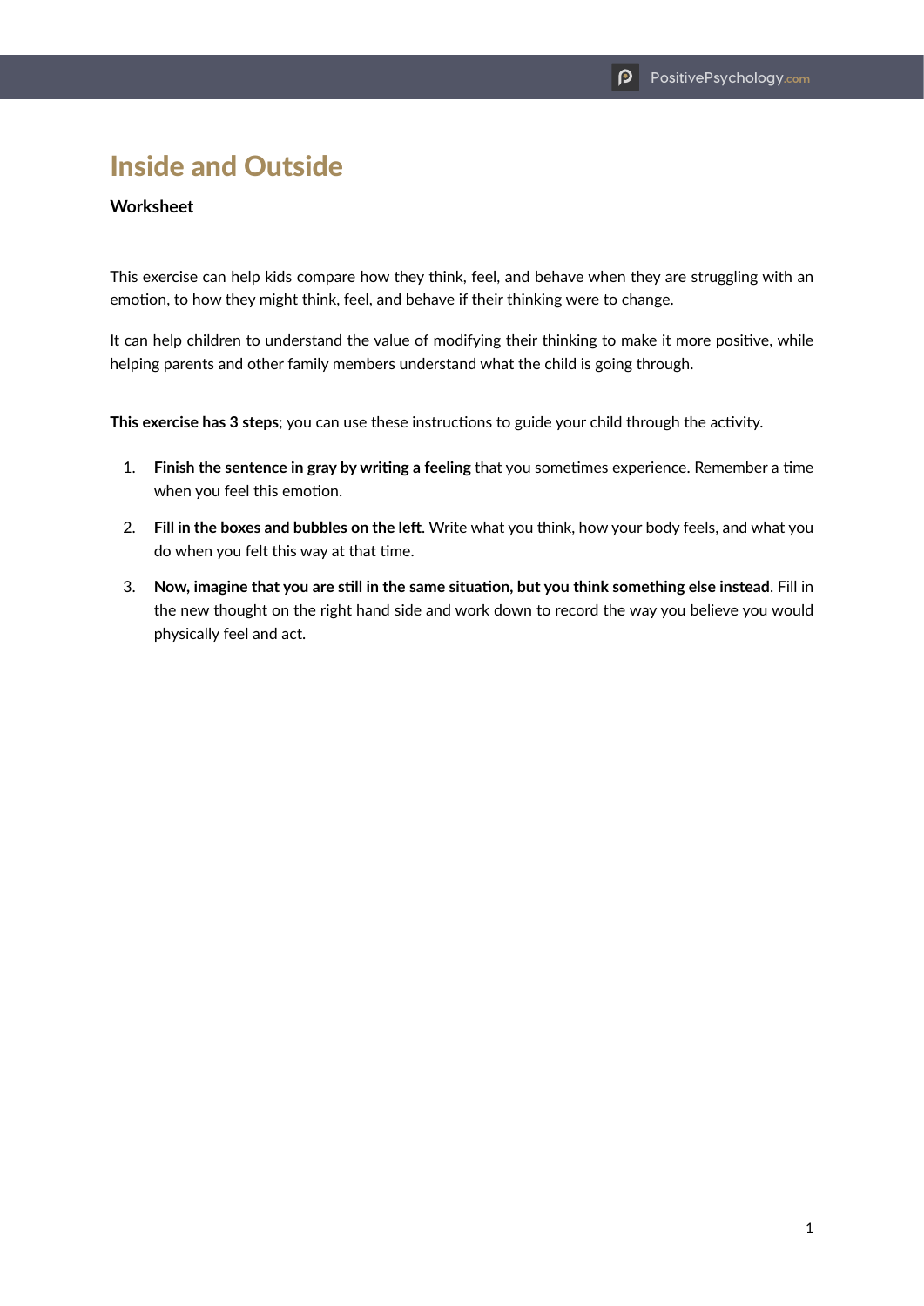# Inside and Outside

**Worksheet**

This exercise can help kids compare how they think, feel, and behave when they are struggling with an emotion, to how they might think, feel, and behave if their thinking were to change.

It can help children to understand the value of modifying their thinking to make it more positive, while helping parents and other family members understand what the child is going through.

**This exercise has 3 steps**; you can use these instructions to guide your child through the activity.

1. **Finish the sentence in gray by writing a feeling** that you sometimes experience. Remember a time when you feel this emotion.
2. **Fill in the boxes and bubbles on the left**. Write what you think, how your body feels, and what you do when you felt this way at that time.
3. **Now, imagine that you are still in the same situation, but you think something else instead**. Fill in the new thought on the right hand side and work down to record the way you believe you would physically feel and act.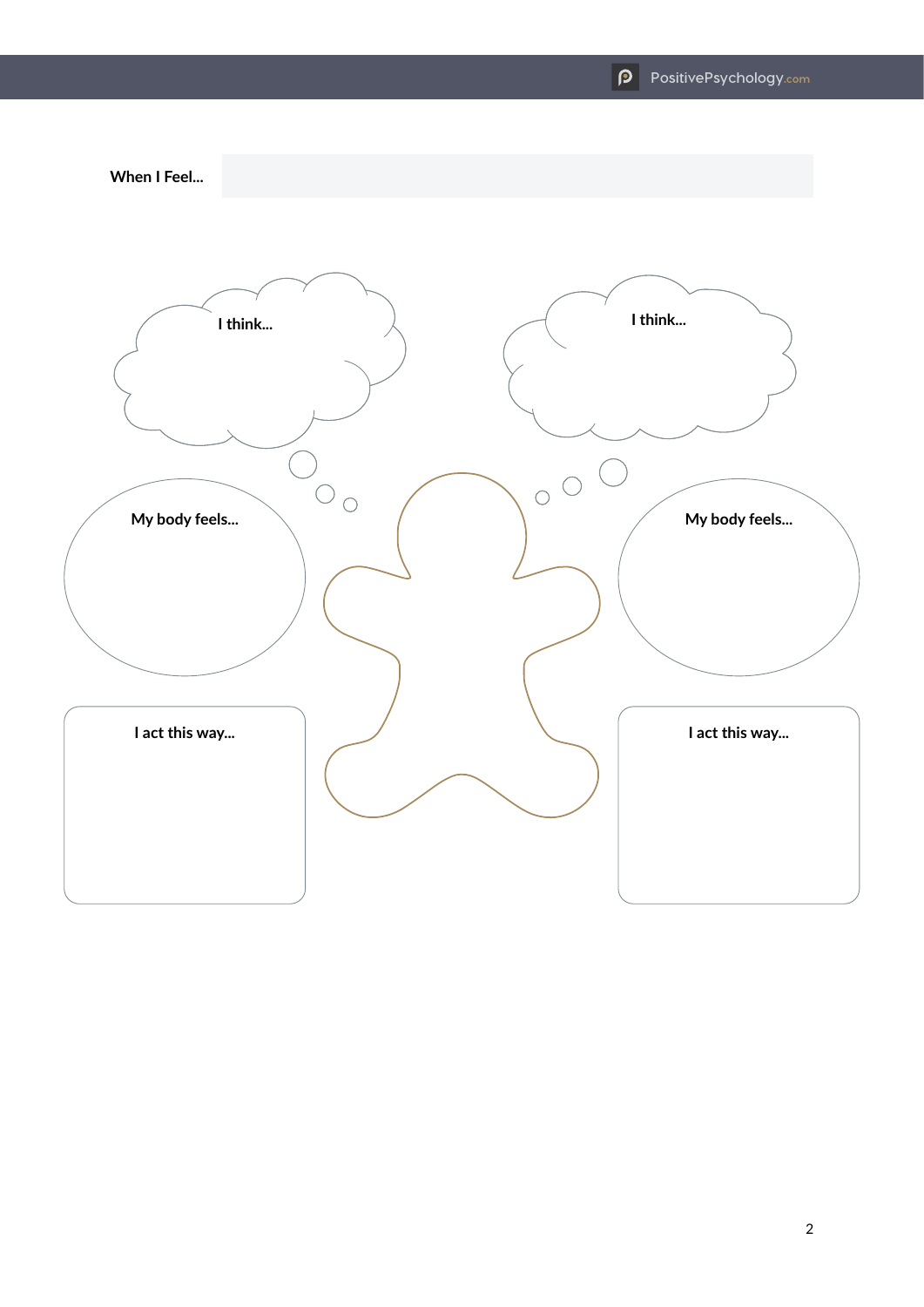When I Feel...

I think...

I think...

My body feels...

My body feels...

I act this way...

I act this way...